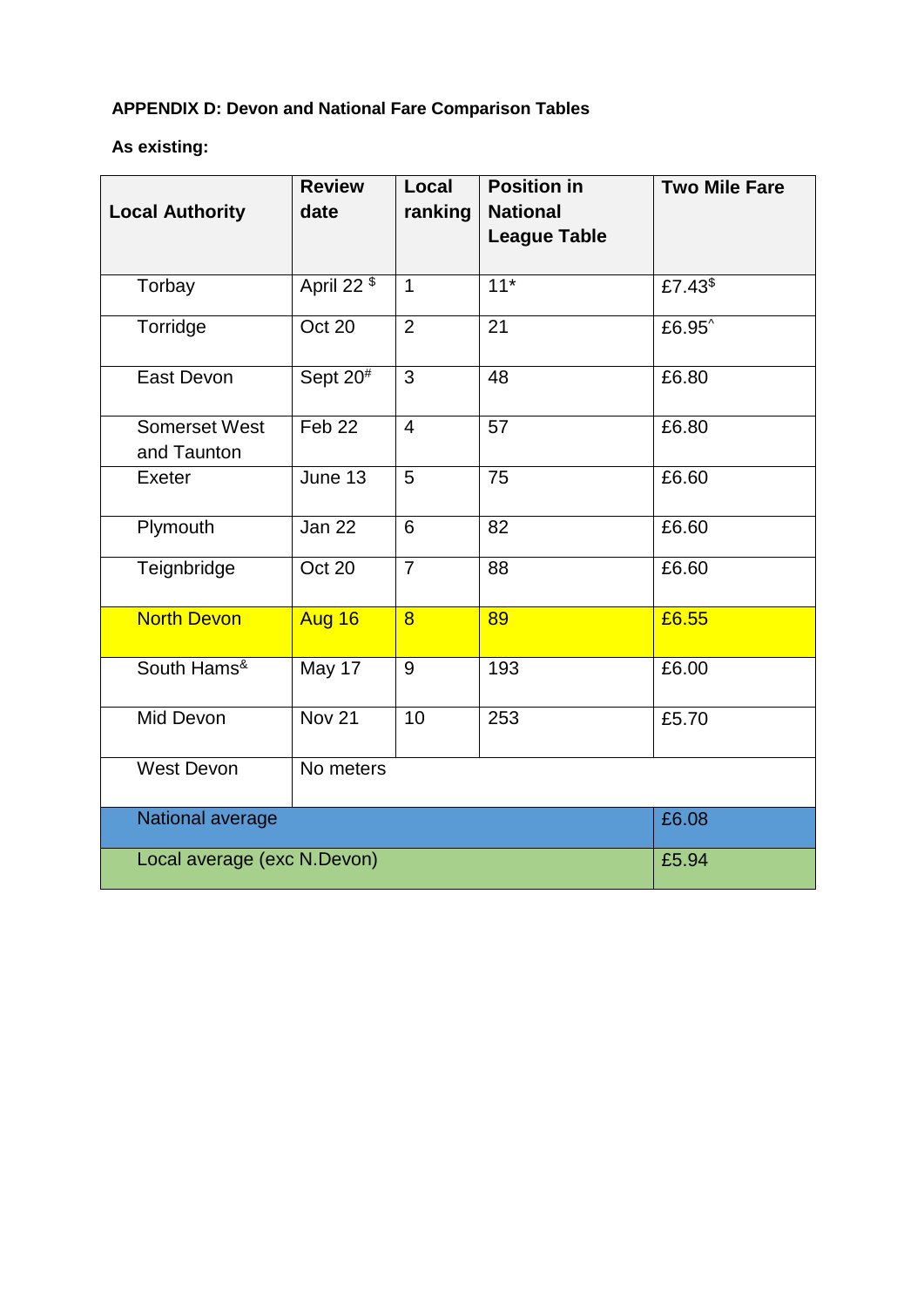**APPENDIX D: Devon and National Fare Comparison Tables**

**As existing:**

| Local Authority | Review date | Local ranking | Position in National League Table | Two Mile Fare |
|---|---|---|---|---|
| Torbay | April 22 $ | 1 | 11* | £7.43$ |
| Torridge | Oct 20 | 2 | 21 | £6.95^ |
| East Devon | Sept 20# | 3 | 48 | £6.80 |
| Somerset West and Taunton | Feb 22 | 4 | 57 | £6.80 |
| Exeter | June 13 | 5 | 75 | £6.60 |
| Plymouth | Jan 22 | 6 | 82 | £6.60 |
| Teignbridge | Oct 20 | 7 | 88 | £6.60 |
| North Devon | Aug 16 | 8 | 89 | £6.55 |
| South Hams& | May 17 | 9 | 193 | £6.00 |
| Mid Devon | Nov 21 | 10 | 253 | £5.70 |
| West Devon | No meters | | | |
| National average | | | | £6.08 |
| Local average (exc N.Devon) | | | | £5.94 |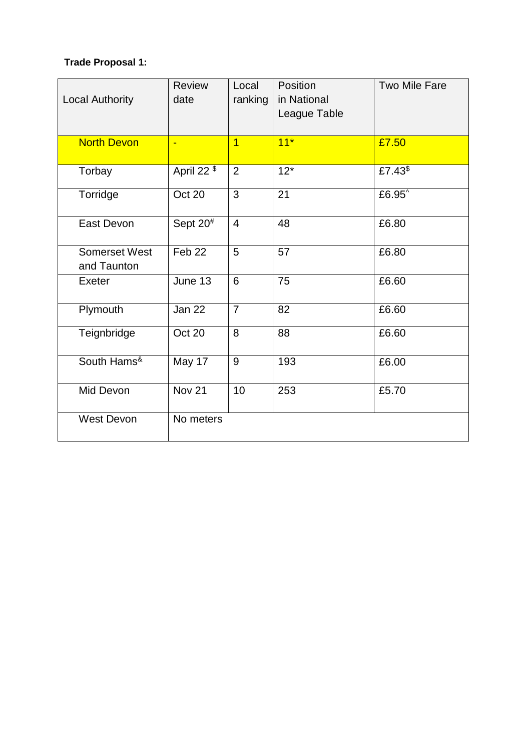**Trade Proposal 1:**

| Local Authority | Review date | Local ranking | Position in National League Table | Two Mile Fare |
|---|---|---|---|---|
| North Devon | - | 1 | 11* | £7.50 |
| Torbay | April 22 $ | 2 | 12* | £7.43$ |
| Torridge | Oct 20 | 3 | 21 | £6.95^ |
| East Devon | Sept 20# | 4 | 48 | £6.80 |
| Somerset West and Taunton | Feb 22 | 5 | 57 | £6.80 |
| Exeter | June 13 | 6 | 75 | £6.60 |
| Plymouth | Jan 22 | 7 | 82 | £6.60 |
| Teignbridge | Oct 20 | 8 | 88 | £6.60 |
| South Hams& | May 17 | 9 | 193 | £6.00 |
| Mid Devon | Nov 21 | 10 | 253 | £5.70 |
| West Devon | No meters | | | |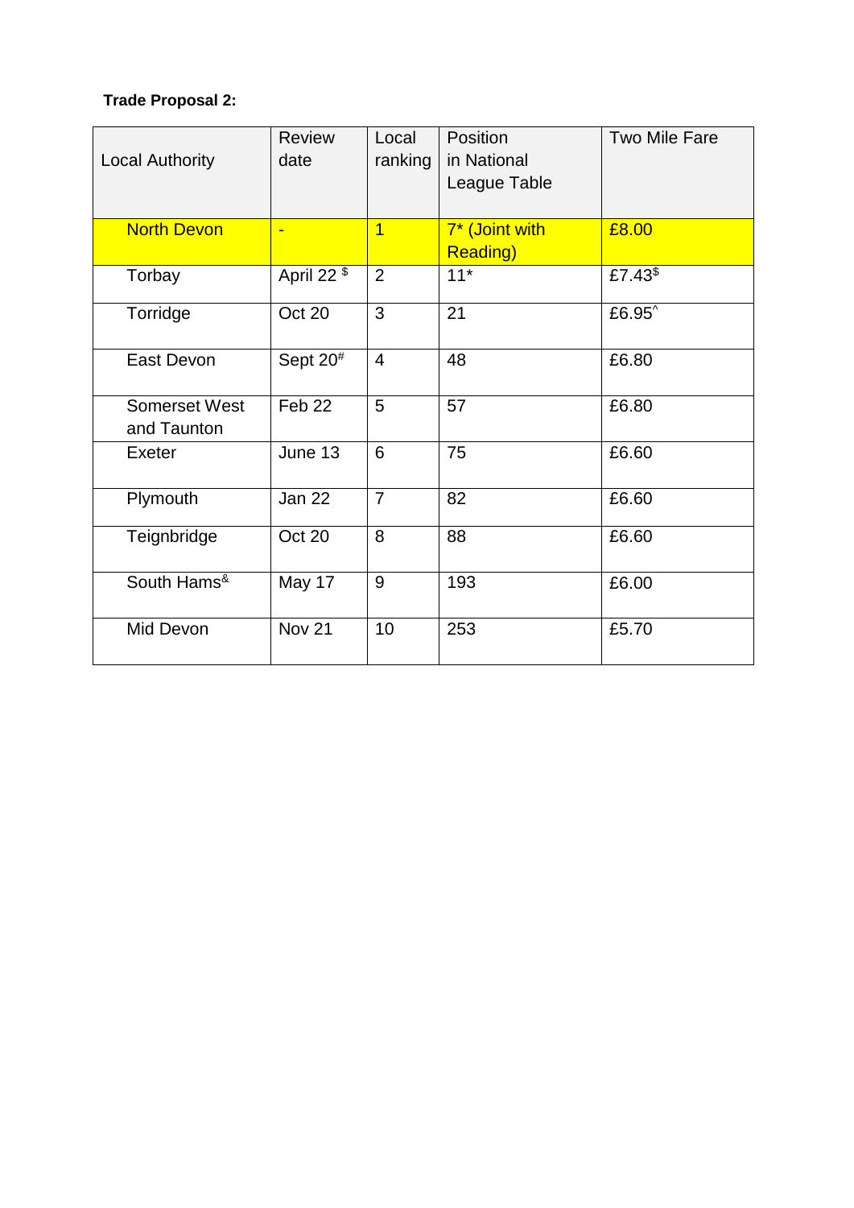**Trade Proposal 2:**

| Local Authority | Review date | Local ranking | Position in National League Table | Two Mile Fare |
|---|---|---|---|---|
| North Devon | - | 1 | 7* (Joint with Reading) | £8.00 |
| Torbay | April 22 $ | 2 | 11* | £7.43$ |
| Torridge | Oct 20 | 3 | 21 | £6.95^ |
| East Devon | Sept 20# | 4 | 48 | £6.80 |
| Somerset West and Taunton | Feb 22 | 5 | 57 | £6.80 |
| Exeter | June 13 | 6 | 75 | £6.60 |
| Plymouth | Jan 22 | 7 | 82 | £6.60 |
| Teignbridge | Oct 20 | 8 | 88 | £6.60 |
| South Hams& | May 17 | 9 | 193 | £6.00 |
| Mid Devon | Nov 21 | 10 | 253 | £5.70 |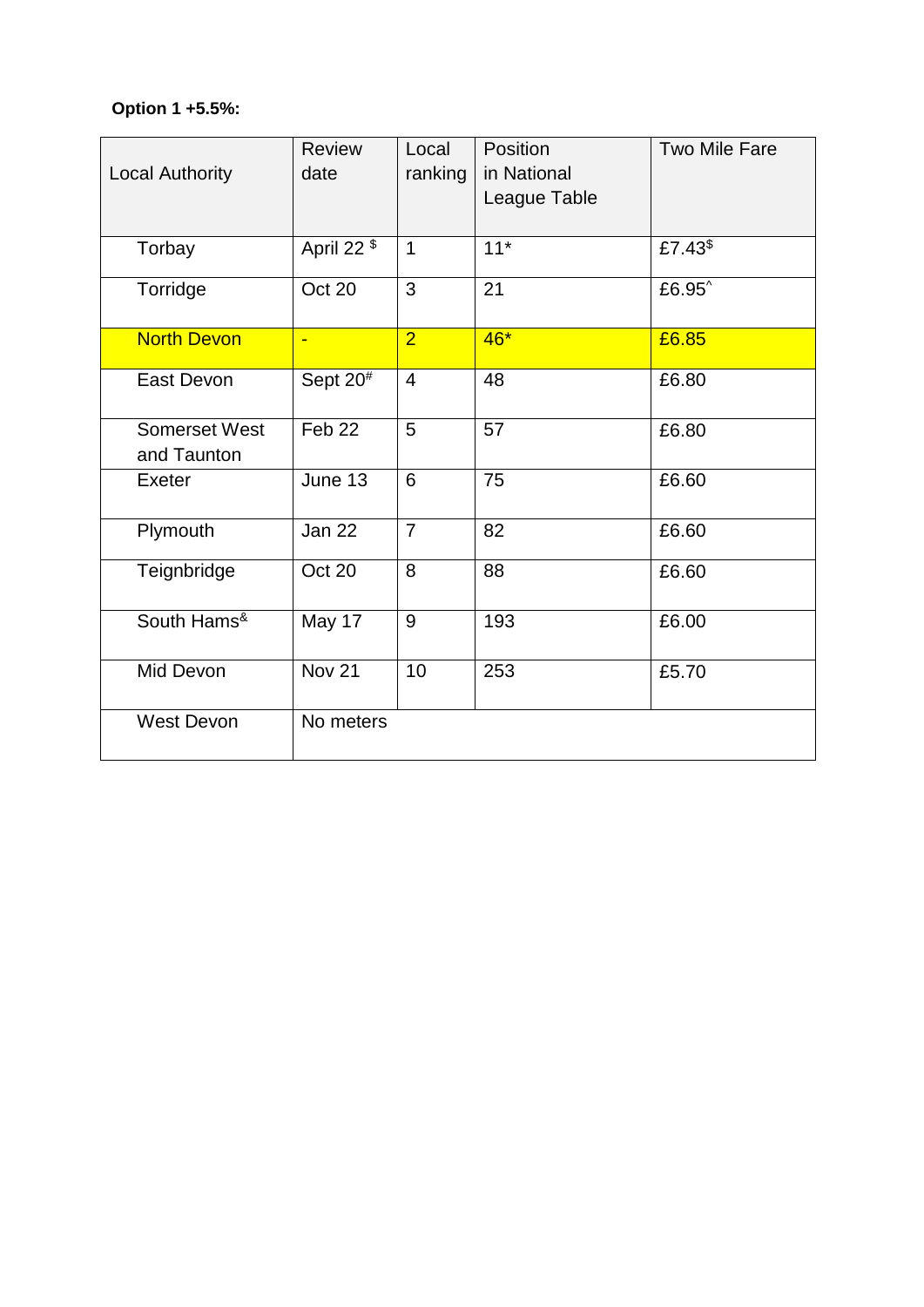**Option 1 +5.5%:**

| Local Authority | Review date | Local ranking | Position in National League Table | Two Mile Fare |
|---|---|---|---|---|
| Torbay | April 22 [$] | 1 | 11* | £7.43[$] |
| Torridge | Oct 20 | 3 | 21 | £6.95[^] |
| North Devon | - | 2 | 46* | £6.85 |
| East Devon | Sept 20[#] | 4 | 48 | £6.80 |
| Somerset West and Taunton | Feb 22 | 5 | 57 | £6.80 |
| Exeter | June 13 | 6 | 75 | £6.60 |
| Plymouth | Jan 22 | 7 | 82 | £6.60 |
| Teignbridge | Oct 20 | 8 | 88 | £6.60 |
| South Hams[&] | May 17 | 9 | 193 | £6.00 |
| Mid Devon | Nov 21 | 10 | 253 | £5.70 |
| West Devon | No meters | | | |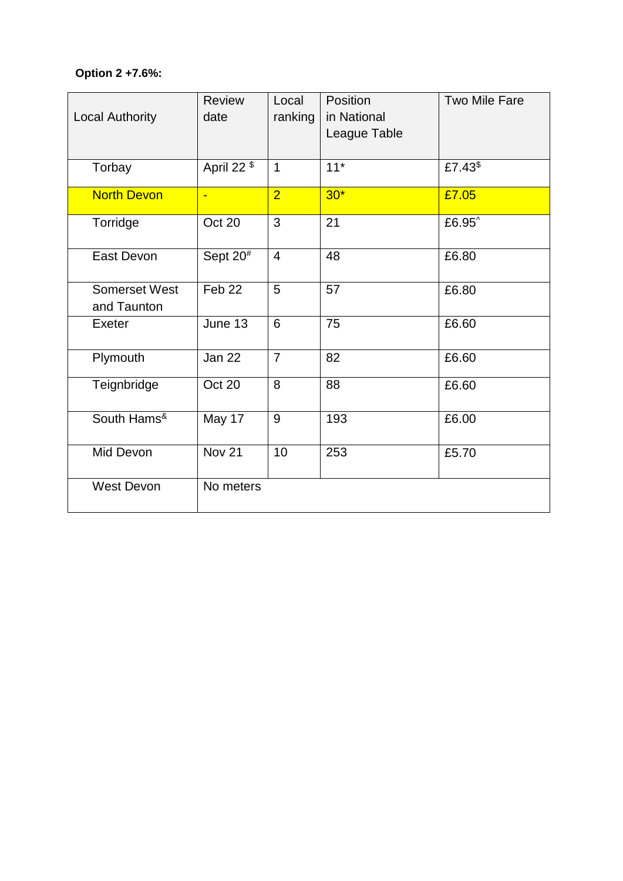**Option 2 +7.6%:**

| Local Authority | Review date | Local ranking | Position in National League Table | Two Mile Fare |
|---|---|---|---|---|
| Torbay | April 22 [$] | 1 | 11* | £7.43[$] |
| North Devon | - | 2 | 30* | £7.05 |
| Torridge | Oct 20 | 3 | 21 | £6.95[^] |
| East Devon | Sept 20[#] | 4 | 48 | £6.80 |
| Somerset West and Taunton | Feb 22 | 5 | 57 | £6.80 |
| Exeter | June 13 | 6 | 75 | £6.60 |
| Plymouth | Jan 22 | 7 | 82 | £6.60 |
| Teignbridge | Oct 20 | 8 | 88 | £6.60 |
| South Hams[&] | May 17 | 9 | 193 | £6.00 |
| Mid Devon | Nov 21 | 10 | 253 | £5.70 |
| West Devon | No meters | | | |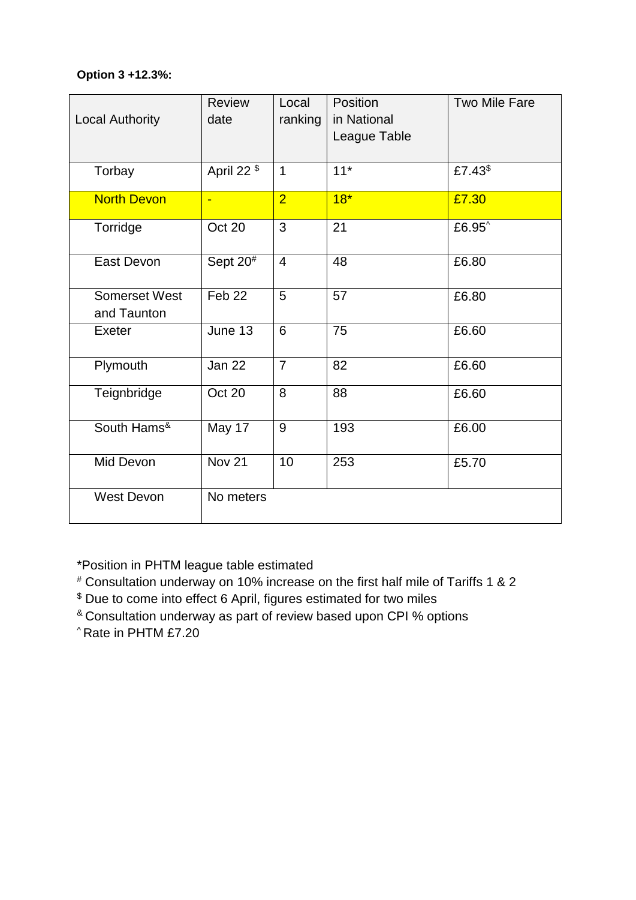**Option 3 +12.3%:**

| Local Authority | Review date | Local ranking | Position in National League Table | Two Mile Fare |
|---|---|---|---|---|
| Torbay | April 22 $ | 1 | 11* | £7.43$ |
| North Devon | - | 2 | 18* | £7.30 |
| Torridge | Oct 20 | 3 | 21 | £6.95^ |
| East Devon | Sept 20# | 4 | 48 | £6.80 |
| Somerset West and Taunton | Feb 22 | 5 | 57 | £6.80 |
| Exeter | June 13 | 6 | 75 | £6.60 |
| Plymouth | Jan 22 | 7 | 82 | £6.60 |
| Teignbridge | Oct 20 | 8 | 88 | £6.60 |
| South Hams& | May 17 | 9 | 193 | £6.00 |
| Mid Devon | Nov 21 | 10 | 253 | £5.70 |
| West Devon | No meters | | | |

*Position in PHTM league table estimated

\# Consultation underway on 10% increase on the first half mile of Tariffs 1 & 2

$ Due to come into effect 6 April, figures estimated for two miles

& Consultation underway as part of review based upon CPI % options

^ Rate in PHTM £7.20